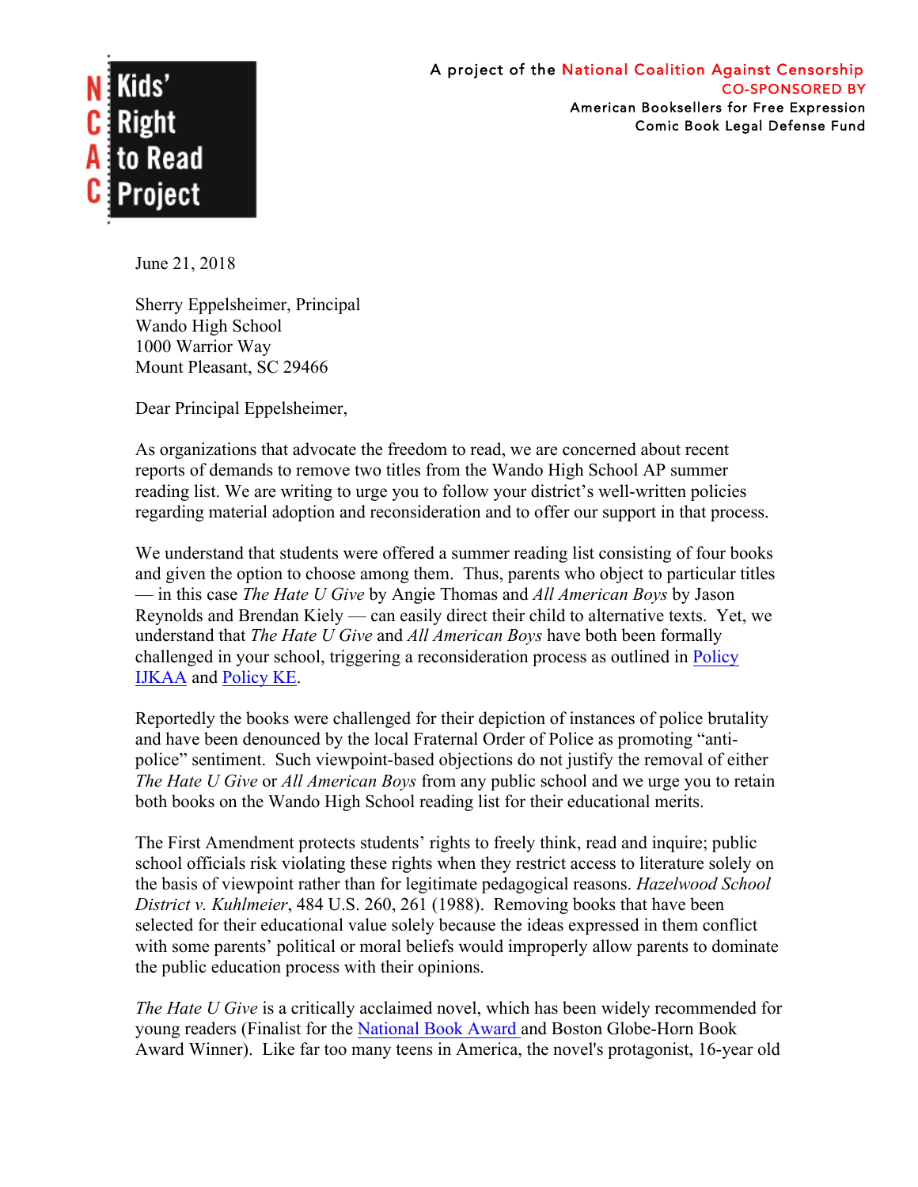NCAC Kids' Right to Read Project

A project of the National Coalition Against Censorship
CO-SPONSORED BY
American Booksellers for Free Expression
Comic Book Legal Defense Fund

June 21, 2018

Sherry Eppelsheimer, Principal
Wando High School
1000 Warrior Way
Mount Pleasant, SC 29466

Dear Principal Eppelsheimer,

As organizations that advocate the freedom to read, we are concerned about recent reports of demands to remove two titles from the Wando High School AP summer reading list. We are writing to urge you to follow your district's well-written policies regarding material adoption and reconsideration and to offer our support in that process.

We understand that students were offered a summer reading list consisting of four books and given the option to choose among them. Thus, parents who object to particular titles — in this case *The Hate U Give* by Angie Thomas and *All American Boys* by Jason Reynolds and Brendan Kiely — can easily direct their child to alternative texts. Yet, we understand that *The Hate U Give* and *All American Boys* have both been formally challenged in your school, triggering a reconsideration process as outlined in Policy IJKAA and Policy KE.

Reportedly the books were challenged for their depiction of instances of police brutality and have been denounced by the local Fraternal Order of Police as promoting "anti-police" sentiment. Such viewpoint-based objections do not justify the removal of either *The Hate U Give* or *All American Boys* from any public school and we urge you to retain both books on the Wando High School reading list for their educational merits.

The First Amendment protects students' rights to freely think, read and inquire; public school officials risk violating these rights when they restrict access to literature solely on the basis of viewpoint rather than for legitimate pedagogical reasons. *Hazelwood School District v. Kuhlmeier*, 484 U.S. 260, 261 (1988). Removing books that have been selected for their educational value solely because the ideas expressed in them conflict with some parents' political or moral beliefs would improperly allow parents to dominate the public education process with their opinions.

*The Hate U Give* is a critically acclaimed novel, which has been widely recommended for young readers (Finalist for the National Book Award and Boston Globe-Horn Book Award Winner). Like far too many teens in America, the novel's protagonist, 16-year old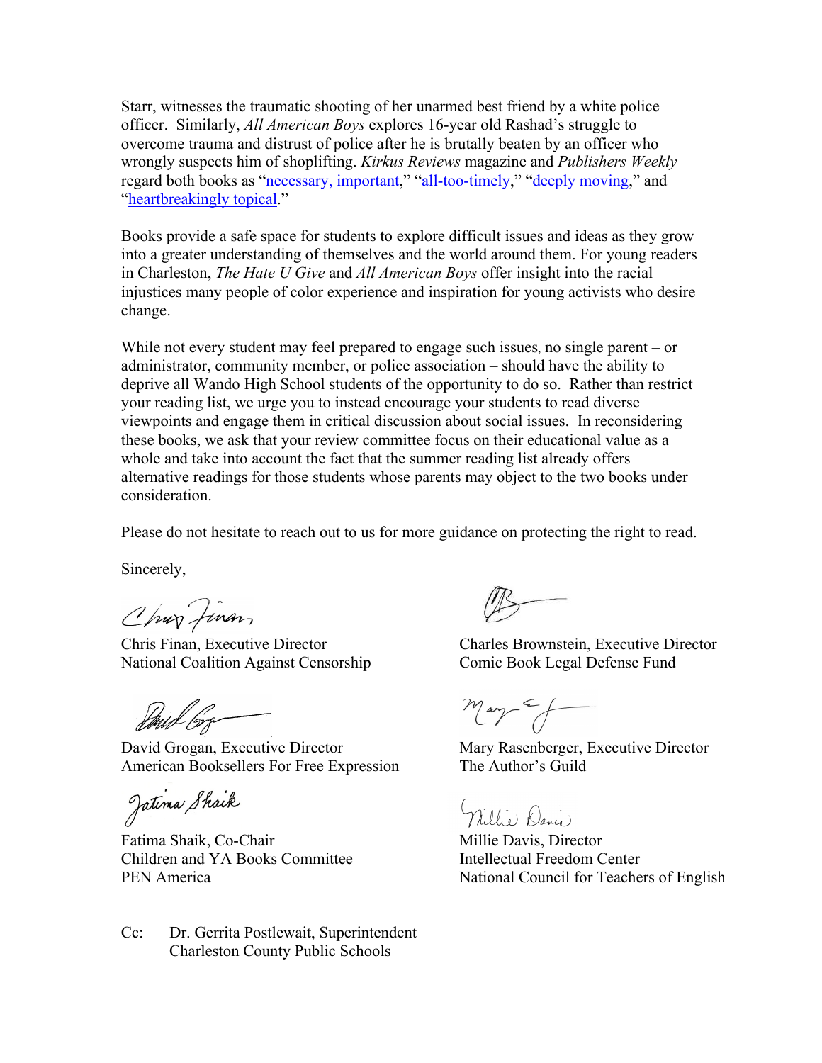Starr, witnesses the traumatic shooting of her unarmed best friend by a white police officer. Similarly, *All American Boys* explores 16-year old Rashad's struggle to overcome trauma and distrust of police after he is brutally beaten by an officer who wrongly suspects him of shoplifting. *Kirkus Reviews* magazine and *Publishers Weekly* regard both books as "necessary, important," "all-too-timely," "deeply moving," and "heartbreakingly topical."

Books provide a safe space for students to explore difficult issues and ideas as they grow into a greater understanding of themselves and the world around them. For young readers in Charleston, *The Hate U Give* and *All American Boys* offer insight into the racial injustices many people of color experience and inspiration for young activists who desire change.

While not every student may feel prepared to engage such issues, no single parent – or administrator, community member, or police association – should have the ability to deprive all Wando High School students of the opportunity to do so. Rather than restrict your reading list, we urge you to instead encourage your students to read diverse viewpoints and engage them in critical discussion about social issues. In reconsidering these books, we ask that your review committee focus on their educational value as a whole and take into account the fact that the summer reading list already offers alternative readings for those students whose parents may object to the two books under consideration.

Please do not hesitate to reach out to us for more guidance on protecting the right to read.

Sincerely,

Chris Finan, Executive Director
National Coalition Against Censorship

Charles Brownstein, Executive Director
Comic Book Legal Defense Fund

David Grogan, Executive Director
American Booksellers For Free Expression

Mary Rasenberger, Executive Director
The Author's Guild

Fatima Shaik, Co-Chair
Children and YA Books Committee
PEN America

Millie Davis, Director
Intellectual Freedom Center
National Council for Teachers of English

Cc: Dr. Gerrita Postlewait, Superintendent
Charleston County Public Schools